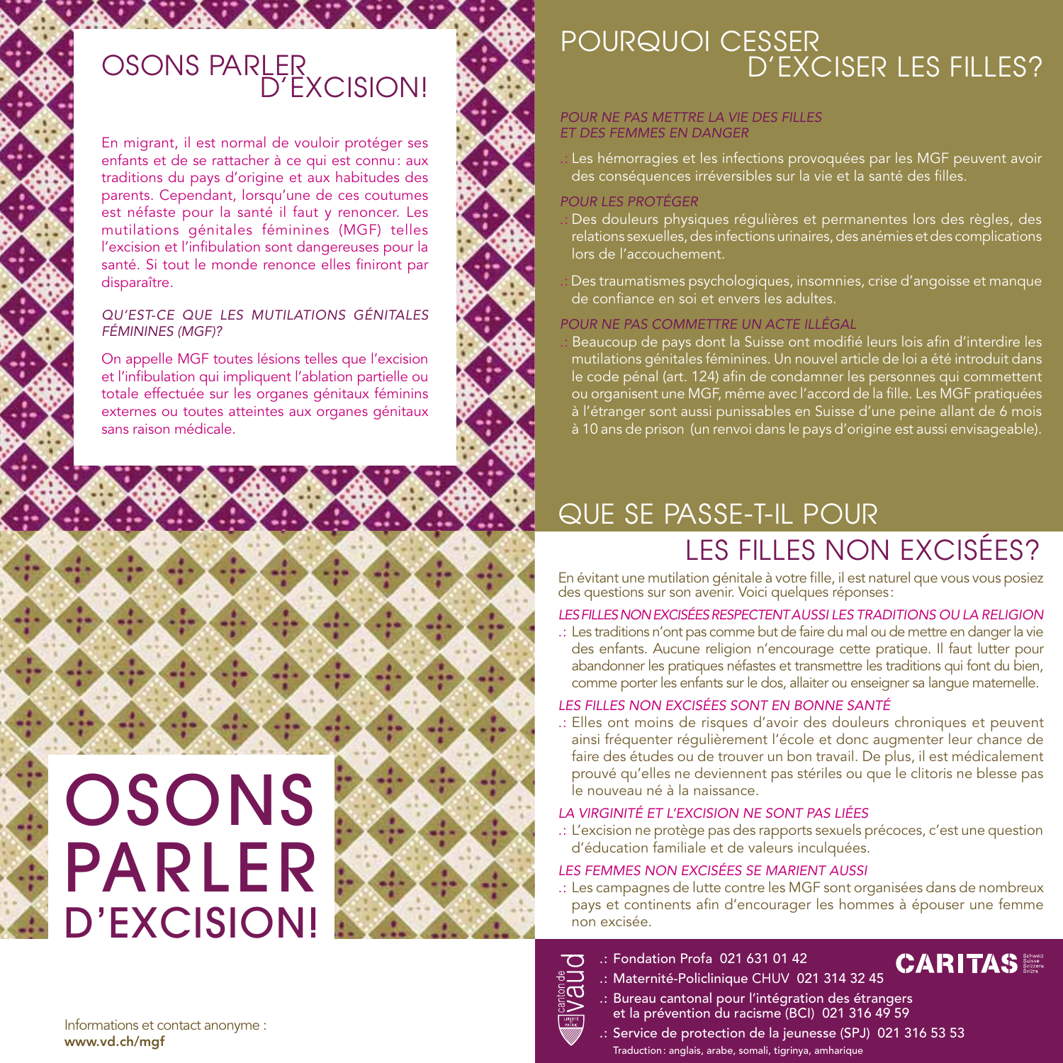# OSONS PARLER D'EXCISION!

En migrant, il est normal de vouloir protéger ses enfants et de se rattacher à ce qui est connu : aux traditions du pays d'origine et aux habitudes des parents. Cependant, lorsqu'une de ces coutumes est néfaste pour la santé il faut y renoncer. Les mutilations génitales féminines (MGF) telles l'excision et l'infibulation sont dangereuses pour la santé. Si tout le monde renonce elles finiront par disparaître.

*QU'EST-CE QUE LES MUTILATIONS GÉNITALES FÉMININES (MGF)?*

On appelle MGF toutes lésions telles que l'excision et l'infibulation qui impliquent l'ablation partielle ou totale effectuée sur les organes génitaux féminins externes ou toutes atteintes aux organes génitaux sans raison médicale.

# OSONS PARLER D'EXCISION!

Informations et contact anonyme :
**www.vd.ch/mgf**

## POURQUOI CESSER D'EXCISER LES FILLES?

*POUR NE PAS METTRE LA VIE DES FILLES ET DES FEMMES EN DANGER*

.: Les hémorragies et les infections provoquées par les MGF peuvent avoir des conséquences irréversibles sur la vie et la santé des filles.

*POUR LES PROTÉGER*

.: Des douleurs physiques régulières et permanentes lors des règles, des relations sexuelles, des infections urinaires, des anémies et des complications lors de l'accouchement.

.: Des traumatismes psychologiques, insomnies, crise d'angoisse et manque de confiance en soi et envers les adultes.

*POUR NE PAS COMMETTRE UN ACTE ILLÉGAL*

.: Beaucoup de pays dont la Suisse ont modifié leurs lois afin d'interdire les mutilations génitales féminines. Un nouvel article de loi a été introduit dans le code pénal (art. 124) afin de condamner les personnes qui commettent ou organisent une MGF, même avec l'accord de la fille. Les MGF pratiquées à l'étranger sont aussi punissables en Suisse d'une peine allant de 6 mois à 10 ans de prison (un renvoi dans le pays d'origine est aussi envisageable).

## QUE SE PASSE-T-IL POUR LES FILLES NON EXCISÉES?

En évitant une mutilation génitale à votre fille, il est naturel que vous vous posiez des questions sur son avenir. Voici quelques réponses :

*LES FILLES NON EXCISÉES RESPECTENT AUSSI LES TRADITIONS OU LA RELIGION*

.: Les traditions n'ont pas comme but de faire du mal ou de mettre en danger la vie des enfants. Aucune religion n'encourage cette pratique. Il faut lutter pour abandonner les pratiques néfastes et transmettre les traditions qui font du bien, comme porter les enfants sur le dos, allaiter ou enseigner sa langue maternelle.

*LES FILLES NON EXCISÉES SONT EN BONNE SANTÉ*

.: Elles ont moins de risques d'avoir des douleurs chroniques et peuvent ainsi fréquenter régulièrement l'école et donc augmenter leur chance de faire des études ou de trouver un bon travail. De plus, il est médicalement prouvé qu'elles ne deviennent pas stériles ou que le clitoris ne blesse pas le nouveau né à la naissance.

*LA VIRGINITÉ ET L'EXCISION NE SONT PAS LIÉES*

.: L'excision ne protège pas des rapports sexuels précoces, c'est une question d'éducation familiale et de valeurs inculquées.

*LES FEMMES NON EXCISÉES SE MARIENT AUSSI*

.: Les campagnes de lutte contre les MGF sont organisées dans de nombreux pays et continents afin d'encourager les hommes à épouser une femme non excisée.

canton de vaud

.: Fondation Profa 021 631 01 42
.: Maternité-Policlinique CHUV 021 314 32 45
.: Bureau cantonal pour l'intégration des étrangers et la prévention du racisme (BCI) 021 316 49 59
.: Service de protection de la jeunesse (SPJ) 021 316 53 53

Traduction : anglais, arabe, somali, tigrinya, amharique

CARITAS Schweiz Suisse Svizzera Svizra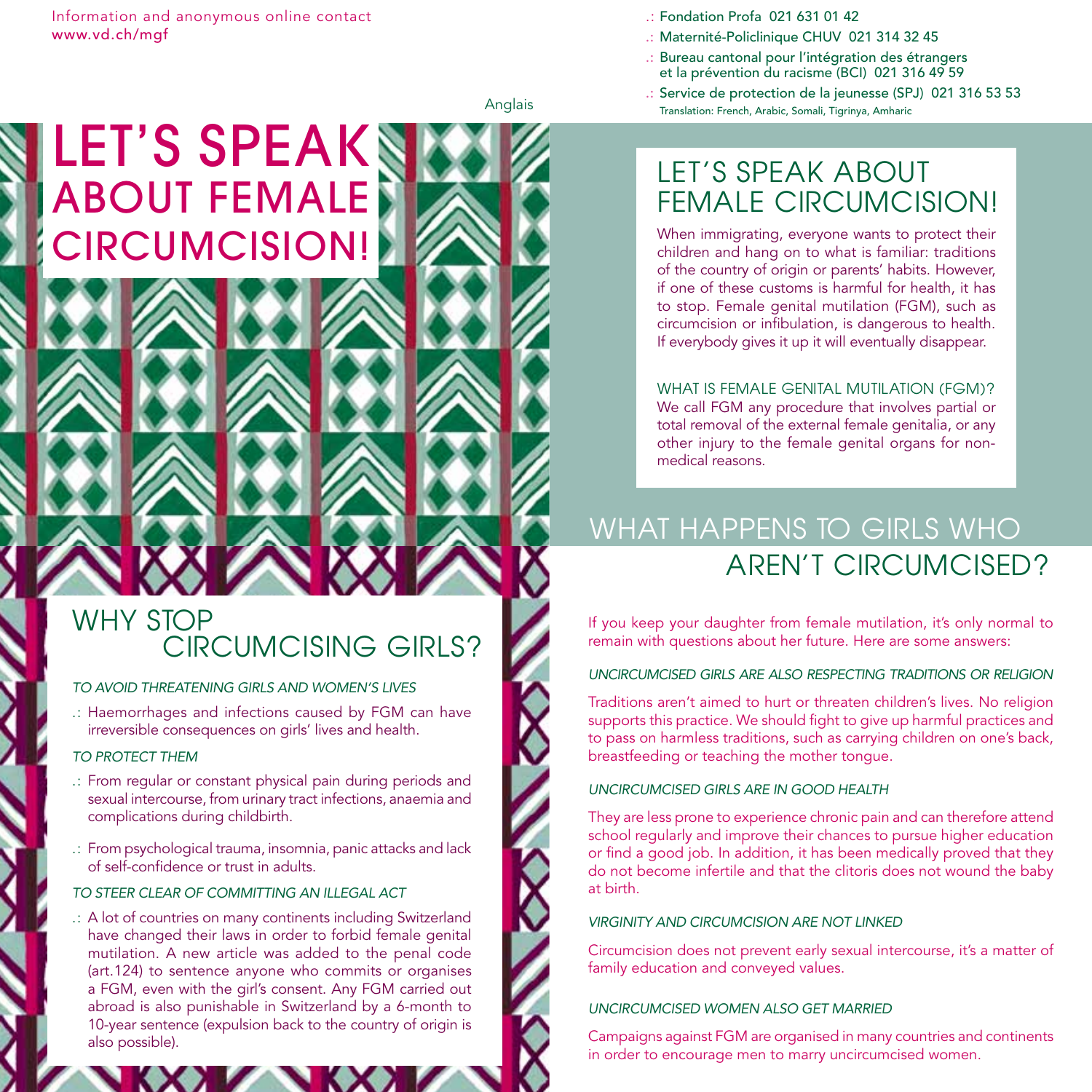Information and anonymous online contact
www.vd.ch/mgf

.: Fondation Profa 021 631 01 42
.: Maternité-Policlinique CHUV 021 314 32 45
.: Bureau cantonal pour l'intégration des étrangers et la prévention du racisme (BCI) 021 316 49 59
.: Service de protection de la jeunesse (SPJ) 021 316 53 53
Translation: French, Arabic, Somali, Tigrinya, Amharic

Anglais

# LET'S SPEAK ABOUT FEMALE CIRCUMCISION!

## WHY STOP CIRCUMCISING GIRLS?

*TO AVOID THREATENING GIRLS AND WOMEN'S LIVES*

.: Haemorrhages and infections caused by FGM can have irreversible consequences on girls' lives and health.

*TO PROTECT THEM*

.: From regular or constant physical pain during periods and sexual intercourse, from urinary tract infections, anaemia and complications during childbirth.

.: From psychological trauma, insomnia, panic attacks and lack of self-confidence or trust in adults.

*TO STEER CLEAR OF COMMITTING AN ILLEGAL ACT*

.: A lot of countries on many continents including Switzerland have changed their laws in order to forbid female genital mutilation. A new article was added to the penal code (art.124) to sentence anyone who commits or organises a FGM, even with the girl's consent. Any FGM carried out abroad is also punishable in Switzerland by a 6-month to 10-year sentence (expulsion back to the country of origin is also possible).

## LET'S SPEAK ABOUT FEMALE CIRCUMCISION!

When immigrating, everyone wants to protect their children and hang on to what is familiar: traditions of the country of origin or parents' habits. However, if one of these customs is harmful for health, it has to stop. Female genital mutilation (FGM), such as circumcision or infibulation, is dangerous to health. If everybody gives it up it will eventually disappear.

WHAT IS FEMALE GENITAL MUTILATION (FGM)?
We call FGM any procedure that involves partial or total removal of the external female genitalia, or any other injury to the female genital organs for non-medical reasons.

## WHAT HAPPENS TO GIRLS WHO AREN'T CIRCUMCISED?

If you keep your daughter from female mutilation, it's only normal to remain with questions about her future. Here are some answers:

*UNCIRCUMCISED GIRLS ARE ALSO RESPECTING TRADITIONS OR RELIGION*

Traditions aren't aimed to hurt or threaten children's lives. No religion supports this practice. We should fight to give up harmful practices and to pass on harmless traditions, such as carrying children on one's back, breastfeeding or teaching the mother tongue.

*UNCIRCUMCISED GIRLS ARE IN GOOD HEALTH*

They are less prone to experience chronic pain and can therefore attend school regularly and improve their chances to pursue higher education or find a good job. In addition, it has been medically proved that they do not become infertile and that the clitoris does not wound the baby at birth.

*VIRGINITY AND CIRCUMCISION ARE NOT LINKED*

Circumcision does not prevent early sexual intercourse, it's a matter of family education and conveyed values.

*UNCIRCUMCISED WOMEN ALSO GET MARRIED*

Campaigns against FGM are organised in many countries and continents in order to encourage men to marry uncircumcised women.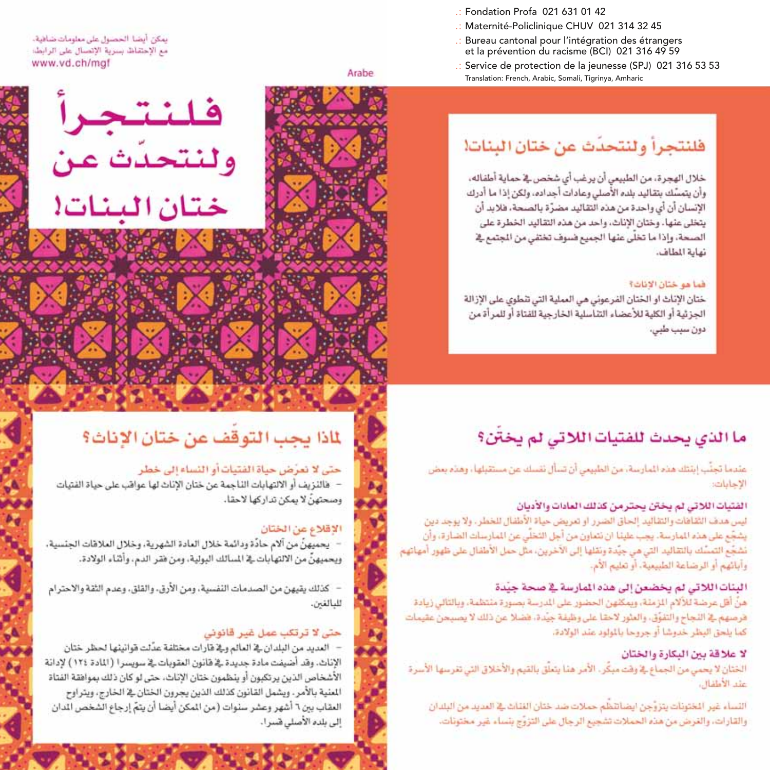.: Fondation Profa 021 631 01 42
.: Maternité-Policlinique CHUV 021 314 32 45
.: Bureau cantonal pour l'intégration des étrangers et la prévention du racisme (BCI) 021 316 49 59
.: Service de protection de la jeunesse (SPJ) 021 316 53 53

Translation: French, Arabic, Somali, Tigrinya, Amharic

يمكن أيضا الحصول على معلومات ضافية،
مع الإحتفاظ بسرية الإتصال على الرابط:
www.vd.ch/mgf

Arabe

# فلنتجرأ ولنتحدّث عن ختان البنات!

## فلنتجرأ ولنتحدّث عن ختان البنات!

خلال الهجرة، من الطبيعي أن يرغب أي شخص في حماية أطفاله، وأن يتمسّك بتقاليد بلده الأصلي وعادات أجداده، ولكن إذا ما أدرك الإنسان أن أي واحدة من هذه التقاليد مضرّة بالصحة، فلابد أن يتخلى عنها. وختان الإناث، واحد من هذه التقاليد الخطرة على الصحة، وإذا ما تخلّى عنها الجميع فسوف تختفي من المجتمع في نهاية المطاف.

### فما هو ختان الإناث؟

ختان الإناث او الختان الفرعوني هي العملية التي تنطوي على الإزالة الجزئية أو الكلية للأعضاء التناسلية الخارجية للفتاة أو للمرأة من دون سبب طبي.

## لماذا يجب التوقّف عن ختان الإناث؟

### حتى لا نعرّض حياة الفتيات أو النساء إلى خطر

– فالنزيف أو الالتهابات الناجمة عن ختان الإناث لها عواقب على حياة الفتيات وصحتهنّ لا يمكن تداركها لاحقا.

### الإقلاع عن الختان

– يحميهنّ من آلام حادّة ودائمة خلال العادة الشهرية، وخلال العلاقات الجنسية، ويحميهنّ من الالتهابات في المسالك البولية، ومن فقر الدم، وأثناء الولادة.

– كذلك يقيهن من الصدمات النفسية، ومن الأرق، والقلق، وعدم الثقة والاحترام للبالغين.

### حتى لا ترتكب عمل غير قانوني

– العديد من البلدان في العالم وفي قارات مختلفة عدّلت قوانينها لحظر ختان الإناث. وقد أضيفت مادة جديدة في قانون العقوبات في سويسرا (المادة ١٢٤) لإدانة الأشخاص الذين يرتكبون أو ينظمون ختان الإناث، حتى لو كان ذلك بموافقة الفتاة المعنية بالأمر. ويشمل القانون كذلك الذين يجرون الختان في الخارج، ويتراوح العقاب بين ٦ أشهر وعشر سنوات (من الممكن أيضا أن يتمّ إرجاع الشخص المدان إلى بلده الأصلي قسرا).

## ما الذي يحدث للفتيات اللاتي لم يختنّ؟

عندما تجنّب إبنتك هذه الممارسة، من الطبيعي أن تسأل نفسك عن مستقبلها، وهذه بعض الإجابات:

### الفتيات اللاتي لم يختنّ يحترمن كذلك العادات والأديان

ليس هدف الثقافات والتقاليد إلحاق الضرر او تعريض حياة الأطفال للخطر. ولا يوجد دين يشجّع على هذه الممارسة. يجب علينا ان نتعاون من أجل التخلّي عن الممارسات الضارة، وأن نشجّع التمسّك بالتقاليد التي هي جيّدة ونقلها إلى الآخرين، مثل حمل الأطفال على ظهور أمهاتهم وآبائهم أو الرضاعة الطبيعية، أو تعليم الأم.

### البنات اللاتي لم يخضعن إلى هذه الممارسة في صحة جيّدة

هنّ أقل عرضة للآلام المزمنة، ويمكنهن الحضور على المدرسة بصورة منتظمة، وبالتالي زيادة فرصهم في النجاح والتفوّق، والعثور لاحقا على وظيفة جيّدة، فضلا عن ذلك لا يصبحن عقيمات كما يلحق البظر خدوشا أو جروحا بالمولود عند الولادة.

### لا علاقة بين البكارة والختان

الختان لا يحمي من الجماع في وقت مبكّر، الأمر هنا يتعلّق بالقيم والأخلاق التي تغرسها الأسرة عند الأطفال.

النساء غير المختونات يتزوّجن ايضا، تنظّم حملات ضد ختان الفتاة في العديد من البلدان والقارات، والغرض من هذه الحملات تشجيع الرجال على التزوّج بنساء غير مختونات.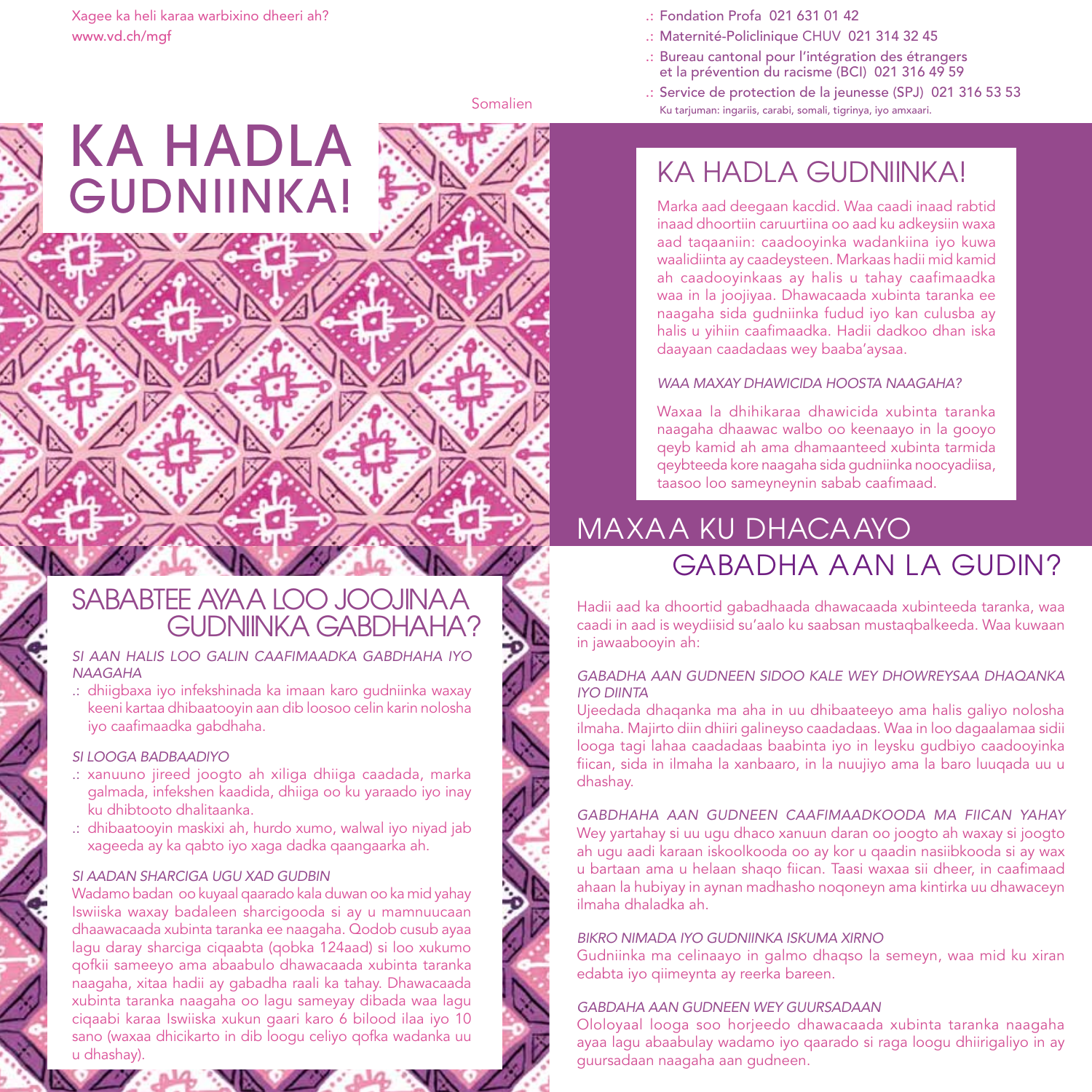Xagee ka heli karaa warbixino dheeri ah?
www.vd.ch/mgf

.: Fondation Profa 021 631 01 42
.: Maternité-Policlinique CHUV 021 314 32 45
.: Bureau cantonal pour l'intégration des étrangers et la prévention du racisme (BCI) 021 316 49 59
.: Service de protection de la jeunesse (SPJ) 021 316 53 53

Ku tarjuman: ingariis, carabi, somali, tigrinya, iyo amxaari.

Somalien

# KA HADLA GUDNIINKA!

## SABABTEE AYAA LOO JOOJINAA GUDNIINKA GABDHAHA?

*SI AAN HALIS LOO GALIN CAAFIMAADKA GABDHAHA IYO NAAGAHA*

.: dhiigbaxa iyo infekshinada ka imaan karo gudniinka waxay keeni kartaa dhibaatooyin aan dib loosoo celin karin nolosha iyo caafimaadka gabdhaha.

*SI LOOGA BADBAADIYO*

.: xanuuno jireed joogto ah xiliga dhiiga caadada, marka galmada, infekshen kaadida, dhiiga oo ku yaraado iyo inay ku dhibtooto dhalitaanka.

.: dhibaatooyin maskixi ah, hurdo xumo, walwal iyo niyad jab xageeda ay ka qabto iyo xaga dadka qaangaarka ah.

*SI AADAN SHARCIGA UGU XAD GUDBIN*

Wadamo badan oo kuyaal qaarado kala duwan oo ka mid yahay Iswiiska waxay badaleen sharcigooda si ay u mamnuucaan dhaawacaada xubinta taranka ee naagaha. Qodob cusub ayaa lagu daray sharciga ciqaabta (qobka 124aad) si loo xukumo qofkii sameeyo ama abaabulo dhawacaada xubinta taranka naagaha, xitaa hadii ay gabadha raali ka tahay. Dhawacaada xubinta taranka naagaha oo lagu sameyay dibada waa lagu ciqaabi karaa Iswiiska xukun gaari karo 6 bilood ilaa iyo 10 sano (waxaa dhicikarto in dib loogu celiyo qofka wadanka uu u dhashay).

## KA HADLA GUDNIINKA!

Marka aad deegaan kacdid. Waa caadi inaad rabtid inaad dhoortiin caruurtiina oo aad ku adkeysiin waxa aad taqaaniin: caadooyinka wadankiina iyo kuwa waalidiinta ay caadeysteen. Markaas hadii mid kamid ah caadooyinkaas ay halis u tahay caafimaadka waa in la joojiyaa. Dhawacaada xubinta taranka ee naagaha sida gudniinka fudud iyo kan culusba ay halis u yihiin caafimaadka. Hadii dadkoo dhan iska daayaan caadadaas wey baaba'aysaa.

*WAA MAXAY DHAWICIDA HOOSTA NAAGAHA?*

Waxaa la dhihikaraa dhawicida xubinta taranka naagaha dhaawac walbo oo keenaayo in la gooyo qeyb kamid ah ama dhamaanteed xubinta tarmida qeybteeda kore naagaha sida gudniinka noocyadiisa, taasoo loo sameyneynin sabab caafimaad.

## MAXAA KU DHACA AYO GABADHA AAN LA GUDIN?

Hadii aad ka dhoortid gabadhaada dhawacaada xubinteeda taranka, waa caadi in aad is weydiisid su'aalo ku saabsan mustaqbalkeeda. Waa kuwaan in jawaabooyin ah:

*GABADHA AAN GUDNEEN SIDOO KALE WEY DHOWREYSAA DHAQANKA IYO DIINTA*

Ujeedada dhaqanka ma aha in uu dhibaateeyo ama halis galiyo nolosha ilmaha. Majirto diin dhiiri galineyso caadadaas. Waa in loo dagaalamaa sidii looga tagi lahaa caadadaas baabinta iyo in leysku gudbiyo caadooyinka fiican, sida in ilmaha la xanbaaro, in la nuujiyo ama la baro luuqada uu u dhashay.

*GABDHAHA AAN GUDNEEN CAAFIMAADKOODA MA FIICAN YAHAY*

Wey yartahay si uu ugu dhaco xanuun daran oo joogto ah waxay si joogto ah ugu aadi karaan iskoolkooda oo ay kor u qaadin nasiibkooda si ay wax u bartaan ama u helaan shaqo fiican. Taasi waxaa sii dheer, in caafimaad ahaan la hubiyay in aynan madhasho noqoneyn ama kintirka uu dhawaceyn ilmaha dhaladka ah.

*BIKRO NIMADA IYO GUDNIINKA ISKUMA XIRNO*

Gudniinka ma celinaayo in galmo dhaqso la semeyn, waa mid ku xiran edabta iyo qiimeynta ay reerka bareen.

*GABDAHA AAN GUDNEEN WEY GUURSADAAN*

Ololoyaal looga soo horjeedo dhawacaada xubinta taranka naagaha ayaa lagu abaabulay wadamo iyo qaarado si raga loogu dhiirigaliyo in ay guursadaan naagaha aan gudneen.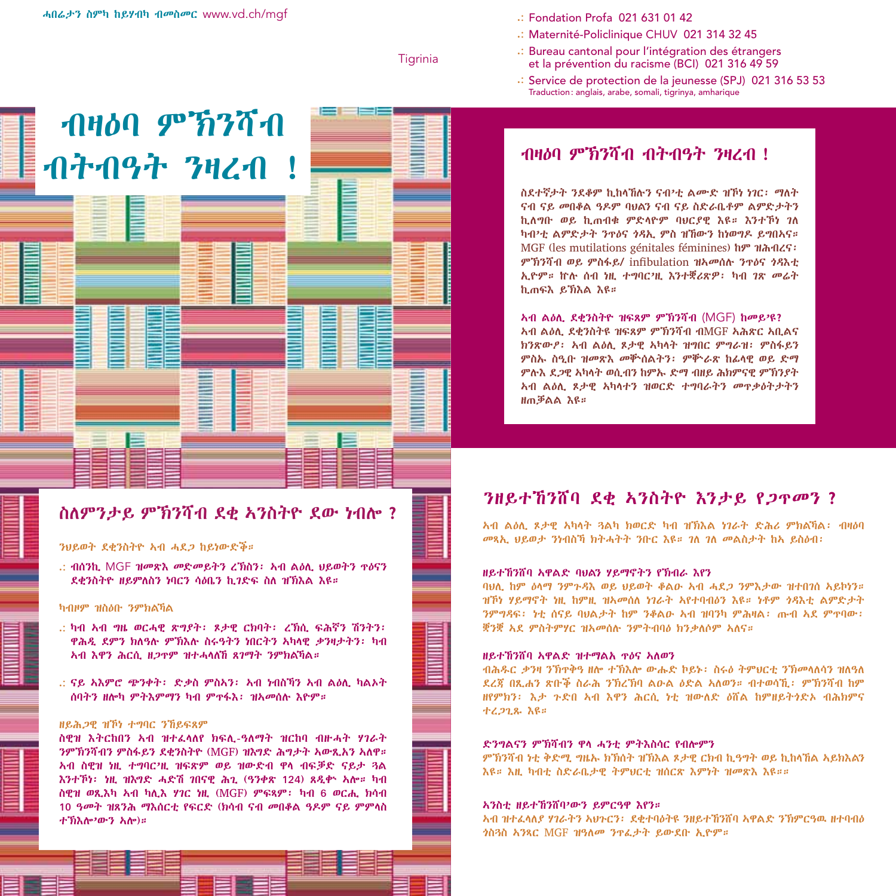ሓበሬታን ስምካ ከይሃብካ ብመስመር www.vd.ch/mgf

Tigrinia

.: Fondation Profa 021 631 01 42
.: Maternité-Policlinique CHUV 021 314 32 45
.: Bureau cantonal pour l'intégration des étrangers et la prévention du racisme (BCI) 021 316 49 59
.: Service de protection de la jeunesse (SPJ) 021 316 53 53

Traduction: anglais, arabe, somali, tigrinya, amharique

# ብዛዕባ ምኽንሻብ ብትብዓት ንዛረብ !

## ብዛዕባ ምኽንሻብ ብትብዓት ንዛረብ !

ስደተኛታት ንደቆም ኪከላኸሉን ናብ'ቲ ልሙድ ዝኾነ ነገር፡ ማለት ናብ ናይ መበቆል ዓዶም ባህልን ናብ ናይ ስድራቤቶም ልምድታትን ኪለግቡ ወይ ኪጠብቁ ምድላዮም ባህርያዊ እዩ። እንተኾነ ገለ ካብ'ቲ ልምድታት ንጥዕና ጎዳኢ ምስ ዝኸውን ከነወግዶ ይግበኣና። MGF (les mutilations génitales féminines) ከም ዝሕብረና፡ ምኽንሻብ ወይ ምስፋይ/ infibulation ዝኣመሰሉ ንጥዕና ጎዳእቲ ኢዮም። ኵሉ ሰብ ነዚ ተግባር'ዚ እንተቛሪጽዎ፡ ካብ ገጽ መሬት ኪጠፍእ ይኽእል እዩ።

**ኣብ ልዕሊ ደቂንስትዮ ዝፍጸም ምኽንሻብ (MGF) ከመይ'ዩ?**
ኣብ ልዕሊ ደቂንስትዩ ዝፍጸም ምኽንሻብ ብMGF ኣሕጽር ኣቢልና ክንጽውዖ፡ ኣብ ልዕሊ ጾታዊ ኣካላት ዝግበር ምግራዝ፡ ምስፋይን ምስኡ ስዒቡ ዝመጽእ መቕሰልትን፡ ምቕራጽ ከፊላዊ ወይ ድማ ምሉእ ደጋዊ ኣካላት ወሲብን ከምኡ ድማ ብዘይ ሕክምናዊ ምኽንያት ኣብ ልዕሊ ጾታዊ ኣካላተን ዝወርድ ተግባራትን መጥቃዕትታትን ዘጠቓልል እዩ።

## ስለምንታይ ምኽንሻብ ደቂ ኣንስትዮ ደው ነብሎ ?

ንህይወት ደቂንስትዮ ኣብ ሓደጋ ከይነውድቕ።

.: ብሰንኪ MGF ዝመጽእ መድመይትን ረኽስን፡ ኣብ ልዕሊ ህይወትን ጥዕናን ደቂንስትዮ ዘይምለስን ነባርን ሳዕቤን ኪገድፍ ስለ ዝኽእል እዩ።

ካብዞም ዝስዕቡ ንምክልኻል

.: ካብ ኣብ ግዜ ወርሓዊ ጽግያት፡ ጾታዊ ርክባት፡ ረኽሲ ፍሕኛን ሽንትን፡ ዋሕዚ ደምን ክለዓሉ ምኽእሉ ስሩዓትን ነባርትን ኣካላዊ ቃንዛታትን፡ ካብ ኣብ እዋን ሕርሲ ዘጋጥም ዝተሓላለኸ ጸገማት ንምክልኻል።

.: ናይ ኣእምሮ ጭንቀት፡ ድቃስ ምስኣን፡ ኣብ ነብስኻን ኣብ ልዕሊ ካልኦት ሰባትን ዘሎካ ምትእምማን ካብ ምጥፋእ፡ ዝኣመሰሉ እዮም።

**ዘይሕጋዊ ዝኾነ ተግባር ንኸይፍጸም**
ስዊዝ እትርከበን ኣብ ዝተፈላለየ ክፍሊ-ዓለማት ዝርከባ ብዙሓት ሃገራት ንምኽንሻብን ምስፋይን ደቂንስትዮ (MGF) ዝእግድ ሕግታት ኣውጺኣን ኣለዋ። ኣብ ስዊዝ ነዚ ተግባር'ዚ ዝፍጽም ወይ ዝውድብ ዋላ ብፍቓድ ናይታ ጓል እንተኾነ፡ ነዚ ዝእግድ ሓድሽ ገበናዊ ሕጊ (ዓንቀጽ 124) ጸዲቑ ኣሎ። ካብ ስዊዝ ወጺእካ ኣብ ካሊእ ሃገር ነዚ (MGF) ምፍጻም፡ ካብ 6 ወርሒ ክሳብ 10 ዓመት ዝጸንሕ ማእሰርቲ የፍርድ (ክሳብ ናብ መበቆል ዓዶም ናይ ምምላስ ተኽእሎ'ውን ኣሎ)።

## ንዘይተኸንሸባ ደቂ ኣንስትዮ እንታይ የጋጥመን ?

ኣብ ልዕሊ ጾታዊ ኣካላት ጓልካ ክወርድ ካብ ዝኽእል ነገራት ድሕሪ ምክልኻል፡ ብዛዕባ መጻኢ ህይወታ ንነብስኻ ክትሓትት ንቡር እዩ። ገለ ገለ መልስታት ከአ ይስዕብ፡

**ዘይተኸንሸባ ኣዋልድ ባህልን ሃይማኖትን የኽብራ እየን**
ባህሊ ከም ዕላማ ንምጉዳእ ወይ ህይወት ቆልዑ ኣብ ሓደጋ ንምእታው ዝተበገሰ ኣይኮነን። ዝኾነ ሃይማኖት ነዚ ከምዚ ዝኣመሰለ ነገራት ኣየተባብዕን እዩ። ንቶም ጎዳእቲ ልምድታት ንምግዳፍ፡ ነቲ ሰናይ ባህልታት ከም ንቆልዑ ኣብ ዝባንካ ምሕዛል፡ ጡብ ኣደ ምጥባው፡ ቛንቛ ኣደ ምስትምሃር ዝኣመሰሉ ንምትብባዕ ክንቃለሶም ኣለና።

**ዘይተኸንሸባ ኣዋልድ ዝተማልአ ጥዕና ኣለወን**
ብሕዱር ቃንዛ ንኽጥቀዓ ዘሎ ተኽእሎ ውሑድ ኮይኑ፡ ስሩዕ ትምህርቲ ንኽመላለሳን ዝለዓለ ደረጃ በጺሐን ጽቡቕ ስራሕ ንኽረኽባ ልዑል ዕድል ኣለወን። ብተወሳኺ፡ ምኽንሻብ ከም ዘየምክን፡ እታ ጉድብ ኣብ እዋን ሕርሲ ነቲ ዝውለድ ዕሸል ከምዘይትጎድኦ ብሕክምና ተረጋጊጹ እዩ።

**ድንግልናን ምኽሻብን ዋላ ሓንቲ ምትእስሳር የብሎምን**
ምኽንሻብ ነቲ ቅድሚ ግዜኡ ክኸስት ዝኽእል ጾታዊ ርክብ ኪዓግት ወይ ኪከላኸል ኣይክእልን እዩ። እዚ ካብቲ ስድራቤታዊ ትምህርቲ ዝሰርጽ እምነት ዝመጽእ እዩ።።

**ኣንስቲ ዘይተኸንሸባ'ውን ይምርዓዋ እየን።**
ኣብ ዝተፈላለያ ሃገራትን ኣህጉርን፡ ደቂተባዕትዩ ንዘይተኸንሸባ ኣዋልድ ንኽምርዓዉ ዘተባብዕ ጎስጓስ ኣንጻር MGF ዝዓለመ ንጥፈታት ይውድቡ ኢዮም።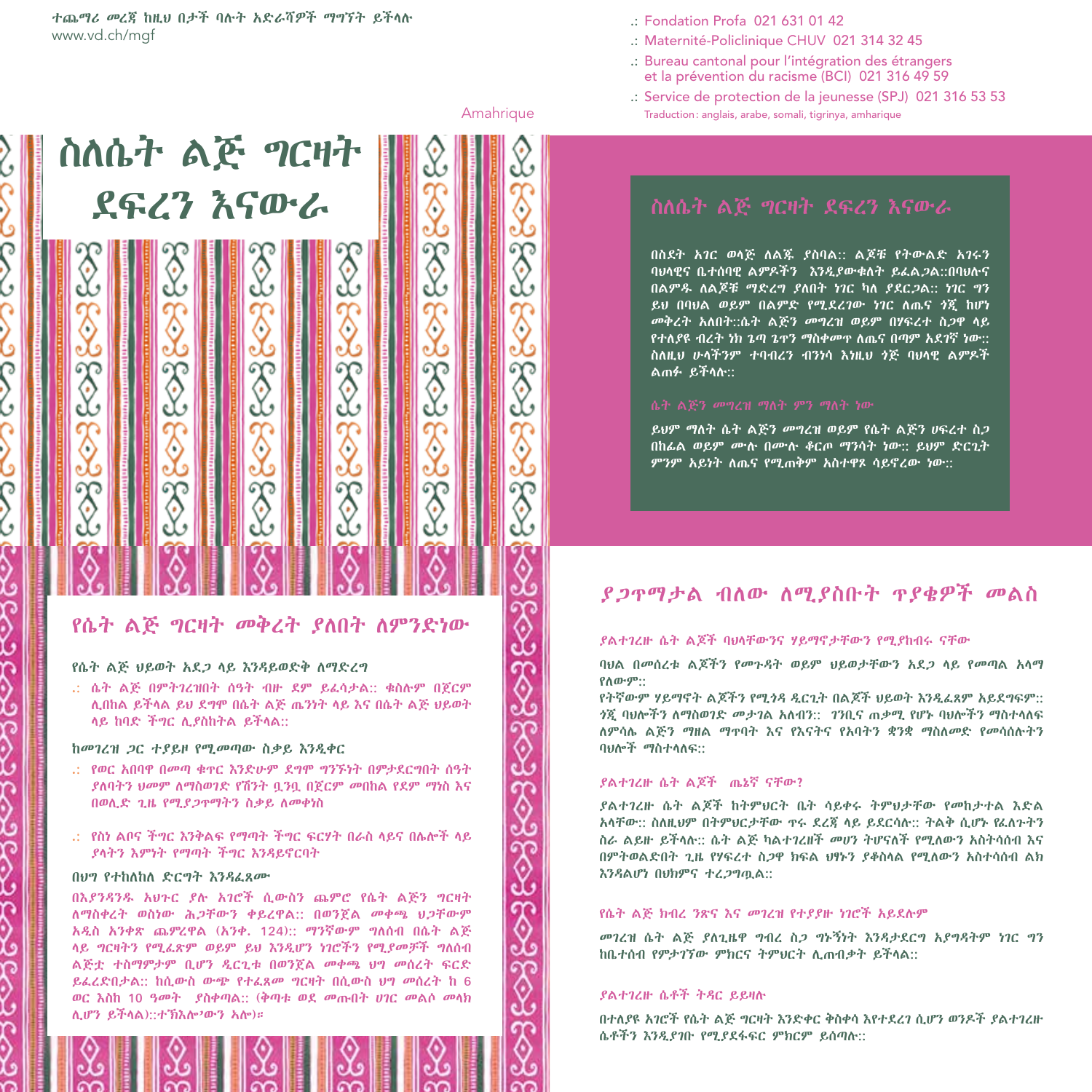ተጨማሪ መረጃ ከዚህ በታች ባሉት አድራሻዎች ማግኘት ይችላሉ
www.vd.ch/mgf

.: Fondation Profa 021 631 01 42
.: Maternité-Policlinique CHUV 021 314 32 45
.: Bureau cantonal pour l'intégration des étrangers et la prévention du racisme (BCI) 021 316 49 59
.: Service de protection de la jeunesse (SPJ) 021 316 53 53

Traduction: anglais, arabe, somali, tigrinya, amharique

Amahrique

# ስለሴት ልጅ ግርዛት ደፍረን እናውራ

## ስለሴት ልጅ ግርዛት ደፍረን እናውራ

በስደት አገር ወላጅ ለልጁ ያስባል:: ልጆቹ የትውልድ አገሩን ባህላዊና ቤተሰባዊ ልምዶችን እንዲያውቁለት ይፈልጋል::በባህሉና በልምዱ ለልጆቹ ማድረግ ያለበት ነገር ካለ ያደርጋል:: ነገር ግን ይህ በባህል ወይም በልምድ የሚደረገው ነገር ለጤና ጎጂ ከሆነ መቅረት አለበት::ሴት ልጅን መግረዝ ወይም በሃፍረተ ስጋዋ ላይ የተለያዩ ብረት ነክ ጌጣ ጌጥን ማስቀመጥ ለጤና በጣም አደገኛ ነው:: ስለዚህ ሁላችንም ተባብረን ብንነሳ እነዚህ ጎጅ ባህላዊ ልምዶች ልጠፉ ይችላሉ::

### ሴት ልጅን መግረዝ ማለት ምን ማለት ነው

ይህም ማለት ሴት ልጅን መግረዝ ወይም የሴት ልጅን ሀፍረተ ስጋ በከፊል ወይም ሙሉ በሙሉ ቆርጦ ማንሳት ነው:: ይህም ድርጊት ምንም አይነት ለጤና የሚጠቅም አስተዋጾ ሳይኖረው ነው::

## የሴት ልጅ ግርዛት መቅረት ያለበት ለምንድነው

### የሴት ልጅ ህይወት አደጋ ላይ እንዳይወድቅ ለማድረግ

.: ሴት ልጅ በምትገረዝበት ሰዓት ብዙ ደም ይፈሳታል:: ቁስሉም በጀርም ሊበከል ይችላል ይህ ደግሞ በሴት ልጅ ጤንነት ላይ እና በሴት ልጅ ህይወት ላይ ከባድ ችግር ሊያስከትል ይችላል::

### ከመገረዝ ጋር ተያይዞ የሚመጣው ስቃይ እንዲቀር

.: የወር አበባዋ በመጣ ቁጥር እንድሁም ደግሞ ግንኙነት በምታደርግበት ሰዓት ያለባትን ህመም ለማስወገድ የሽንት ቧንቧ በጀርም መበከል የደም ማነስ እና በወሊድ ጊዜ የሚያጋጥማትን ስቃይ ለመቀነስ

.: የስነ ልቦና ችግር እንቅልፍ የማጣት ችግር ፍርሃት በራስ ላይና በሌሎች ላይ ያላትን እምነት የማጣት ችግር እንዳይኖርባት

### በህግ የተከለከለ ድርግት እንዳፈጸሙ

በእያንዳንዱ አህጉር ያሉ አገሮች ሲውስን ጨምሮ የሴት ልጅን ግርዛት ለማስቀረት ወስነው ሕጋቸውን ቀይረዋል:: በወንጀል መቀጫ ህጋቸውም አዲስ አንቀጽ ጨምረዋል (አንቀ. 124):: ማንኛውም ግለሰብ በሴት ልጅ ላይ ግርዛትን የሚፈጽም ወይም ይህ እንዲሆን ነገሮችን የሚያመቻች ግለሰብ ልጅቷ ተስማምታም ቢሆን ዲርጊቱ በወንጀል መቀጫ ህግ መሰረት ፍርድ ይፈረድበታል:: ከሲውስ ውጭ የተፈጸመ ግርዛት በሲውስ ህግ መሰረት ከ 6 ወር እስከ 10 ዓመት ያስቀጣል:: (ቅጣቱ ወደ መጡበት ሀገር መልሶ መላክ ሊሆን ይችላል)::ተኸአሎ'ውን አሎ)።

## ያጋጥማታል ብለው ለሚያስቡት ጥያቄዎች መልስ

### ያልተገረዙ ሴት ልጆች ባህላቸውንና ሃይማኖታቸውን የሚያከብሩ ናቸው

ባህል በመሰረቱ ልጆችን የመጉዳት ወይም ህይወታቸውን አደጋ ላይ የመጣል አላማ የለውም::
የትኛውም ሃይማኖት ልጆችን የሚጎዳ ዲርጊት በልጆች ህይወት እንዲፈጸም አይደግፍም:: ጎጂ ባህሎችን ለማስወገድ መታገል አለብን:: ገንቢና ጠቃሚ የሆኑ ባህሎችን ማስተላለፍ ለምሳሌ ልጅን ማዘል ማጥባት እና የእናትና የአባትን ቋንቋ ማስለመድ የመሳሰሉትን ባህሎች ማስተላለፍ::

### ያልተገረዙ ሴት ልጆች ጤኒኛ ናቸው?

ያልተገረዙ ሴት ልጆች ከትምህርት ቤት ሳይቀሩ ትምህታቸው የመከታተል እድል አላቸው:: ስለዚህም በትምህርታቸው ጥሩ ደረጃ ላይ ይደርሳሉ:: ትልቅ ሲሆኑ ፈለጉትን ስራ ልይዙ ይችላሉ:: ሴት ልጅ ካልተገረዘች መሀን ትሆናለች የሚለውን አስተሳሰብ እና በምትወልድበት ጊዜ የሃፍረተ ስጋዋ ክፍል ህፃኑን ያቆስላል የሚለውን አስተሳሰብ ልክ እንዳልሆነ በህክምና ተረጋግጧል::

### የሴት ልጅ ክብረ ንጽና እና መገረዝ የተያያዙ ነገሮች አይደሉም

መገረዝ ሴት ልጅ ያለጊዜዋ ግብረ ስጋ ግኙኝነት እንዳታደርግ አያግዳትም ነገር ግን ከቤተሰብ የምታገኘው ምክርና ትምህርት ሊጠብቃት ይችላል::

### ያልተገረዙ ሴቶች ትዳር ይይዛሉ

በተለያዩ አገሮች የሴት ልጅ ግርዛት እንድቀር ቅስቀሳ እየተደረገ ሲሆን ወንዶች ያልተገረዙ ሴቶችን እንዲያገቡ የሚያደፋፍር ምክርም ይሰጣሉ::